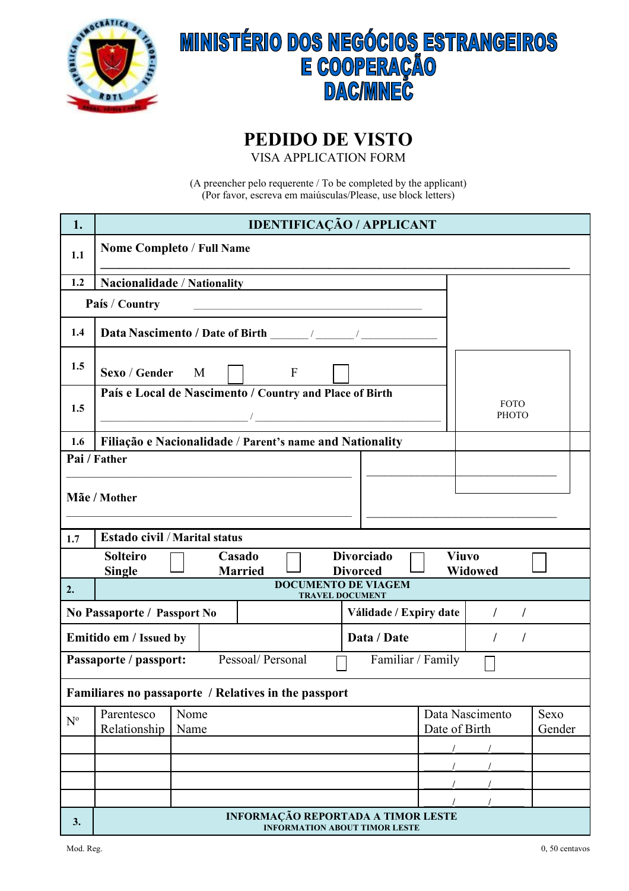# MINISTÉRIO DOS NEGÓCIOS ESTRANGEIROS E COOPERAÇÃO
# DAC/MNEC

## PEDIDO DE VISTO

VISA APPLICATION FORM

(A preencher pelo requerente / To be completed by the applicant)
(Por favor, escreva em maiúsculas/Please, use block letters)

| 1. | IDENTIFICAÇÃO / APPLICANT |
|---|---|
| 1.1 | **Nome Completo / Full Name** ______________________________ |
| 1.2 | **Nacionalidade / Nationality** |
| | **País / Country** ______________________________ |
| 1.4 | **Data Nascimento / Date of Birth** ______ / ______ / ____________ |
| 1.5 | **Sexo / Gender** M ☐ F ☐ |
| 1.5 | **País e Local de Nascimento / Country and Place of Birth** ____________ / ____________ |
| 1.6 | **Filiação e Nacionalidade / Parent's name and Nationality** |

FOTO
PHOTO

| | |
|---|---|
| **Pai / Father** ______________________________ | ______________________________ |
| **Mãe / Mother** ______________________________ | ______________________________ |

| 1.7 | **Estado civil / Marital status** | | | |
|---|---|---|---|---|
| | **Solteiro Single** ☐ | **Casado Married** ☐ | **Divorciado Divorced** ☐ | **Viuvo Widowed** ☐ |

| 2. | DOCUMENTO DE VIAGEM<br>TRAVEL DOCUMENT | | |
|---|---|---|---|
| **No Passaporte / Passport No** | | **Válidade / Expiry date** | / / |
| **Emitido em / Issued by** | | **Data / Date** | / / |
| **Passaporte / passport:** | Pessoal/ Personal ☐ | Familiar / Family ☐ | |

**Familiares no passaporte / Relatives in the passport**

| Nº | Parentesco Relationship | Nome Name | Data Nascimento Date of Birth | Sexo Gender |
|---|---|---|---|---|
| | | | / / | |
| | | | / / | |
| | | | / / | |
| | | | / / | |

| 3. | INFORMAÇÃO REPORTADA A TIMOR LESTE<br>INFORMATION ABOUT TIMOR LESTE |
|---|---|

Mod. Reg.

0, 50 centavos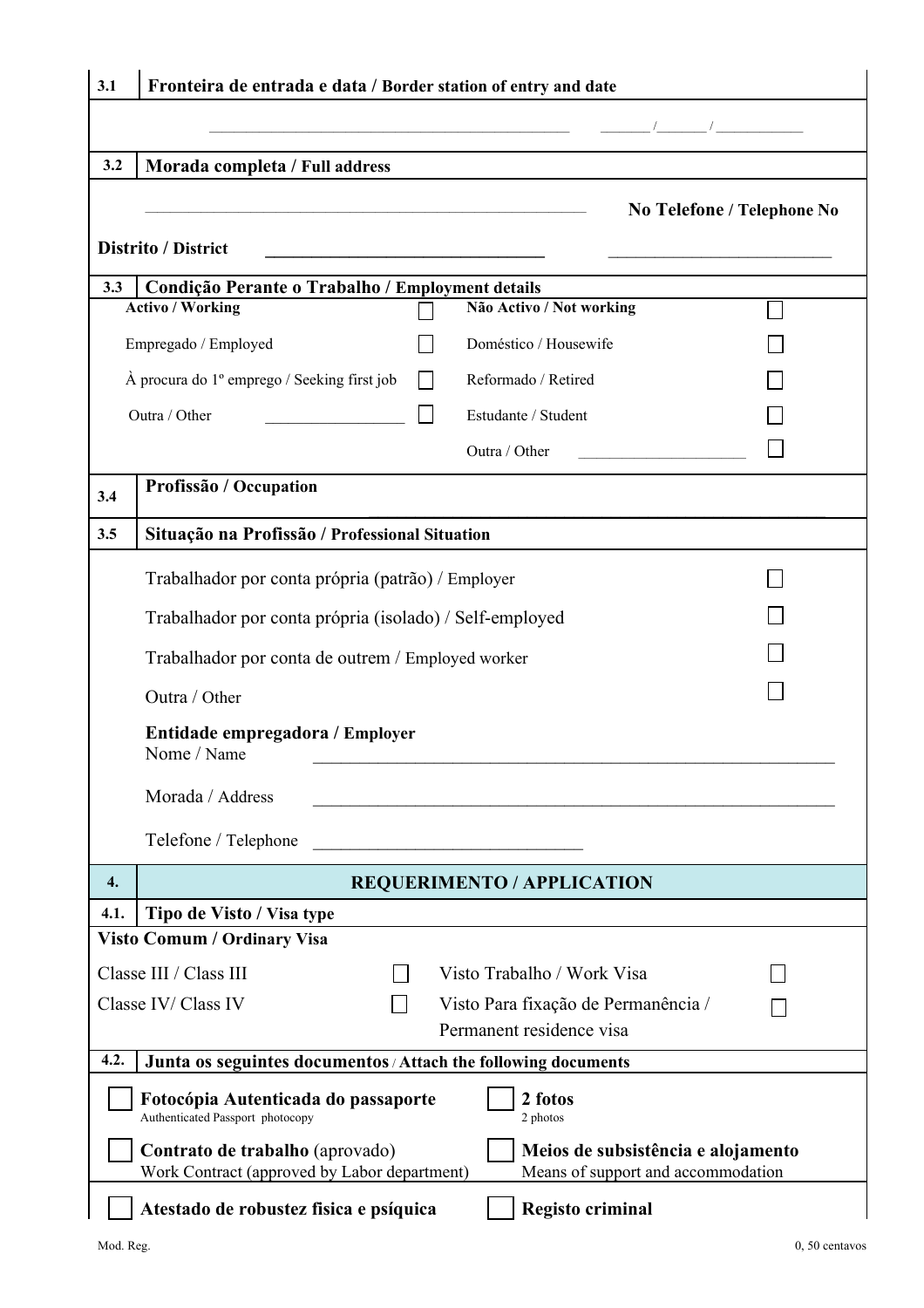**3.1 Fronteira de entrada e data / Border station of entry and date**

______________________________ ____ / ____ / ________

**3.2 Morada completa / Full address**

______________________________ **No Telefone / Telephone No**

**Distrito / District** ______________________ ______________________

**3.3 Condição Perante o Trabalho / Employment details**

| **Activo / Working** | | **Não Activo / Not working** | |
|---|---|---|---|
| Empregado / Employed | ☐ | Doméstico / Housewife | ☐ |
| À procura do 1º emprego / Seeking first job | ☐ | Reformado / Retired | ☐ |
| Outra / Other ____________ | ☐ | Estudante / Student | ☐ |
| | | Outra / Other ____________ | ☐ |

**3.4 Profissão / Occupation**

______________________________

**3.5 Situação na Profissão / Professional Situation**

- Trabalhador por conta própria (patrão) / Employer ☐
- Trabalhador por conta própria (isolado) / Self-employed ☐
- Trabalhador por conta de outrem / Employed worker ☐
- Outra / Other ☐

**Entidade empregadora / Employer**

Nome / Name ______________________________

Morada / Address ______________________________

Telefone / Telephone ______________________

## 4. REQUERIMENTO / APPLICATION

**4.1. Tipo de Visto / Visa type**

**Visto Comum / Ordinary Visa**

| | | | |
|---|---|---|---|
| Classe III / Class III | ☐ | Visto Trabalho / Work Visa | ☐ |
| Classe IV/ Class IV | ☐ | Visto Para fixação de Permanência / Permanent residence visa | ☐ |

**4.2. Junta os seguintes documentos / Attach the following documents**

| | |
|---|---|
| ☐ **Fotocópia Autenticada do passaporte** Authenticated Passport photocopy | ☐ **2 fotos** 2 photos |
| ☐ **Contrato de trabalho** (aprovado) Work Contract (approved by Labor department) | ☐ **Meios de subsistência e alojamento** Means of support and accommodation |
| ☐ **Atestado de robustez fisica e psíquica** | ☐ **Registo criminal** |

Mod. Reg. 0, 50 centavos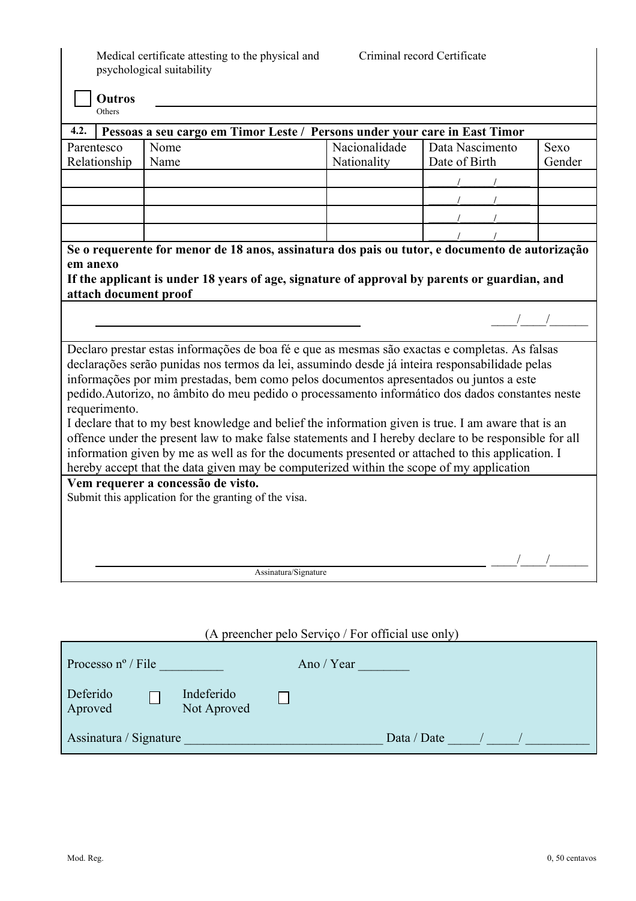Medical certificate attesting to the physical and psychological suitability

Criminal record Certificate

☐ **Outros**
Others ______________________________

| **4.2.** | **Pessoas a seu cargo em Timor Leste / Persons under your care in East Timor** | | | |
|---|---|---|---|---|
| Parentesco Relationship | Nome Name | Nacionalidade Nationality | Data Nascimento Date of Birth | Sexo Gender |
| | | | ____/____/____ | |
| | | | ____/____/____ | |
| | | | ____/____/____ | |
| | | | ____/____/____ | |

**Se o requerente for menor de 18 anos, assinatura dos pais ou tutor, e documento de autorização em anexo**
**If the applicant is under 18 years of age, signature of approval by parents or guardian, and attach document proof**

______________________________ ____/____/______

Declaro prestar estas informações de boa fé e que as mesmas são exactas e completas. As falsas declarações serão punidas nos termos da lei, assumindo desde já inteira responsabilidade pelas informações por mim prestadas, bem como pelos documentos apresentados ou juntos a este pedido.Autorizo, no âmbito do meu pedido o processamento informático dos dados constantes neste requerimento.
I declare that to my best knowledge and belief the information given is true. I am aware that is an offence under the present law to make false statements and I hereby declare to be responsible for all information given by me as well as for the documents presented or attached to this application. I hereby accept that the data given may be computerized within the scope of my application

**Vem requerer a concessão de visto.**
Submit this application for the granting of the visa.

______________________________ ____/____/______
Assinatura/Signature

(A preencher pelo Serviço / For official use only)

Processo nº / File __________ Ano / Year ________

Deferido Aproved ☐ Indeferido Not Aproved ☐

Assinatura / Signature ______________________________ Data / Date _____/ _____/ __________

Mod. Reg. 0, 50 centavos